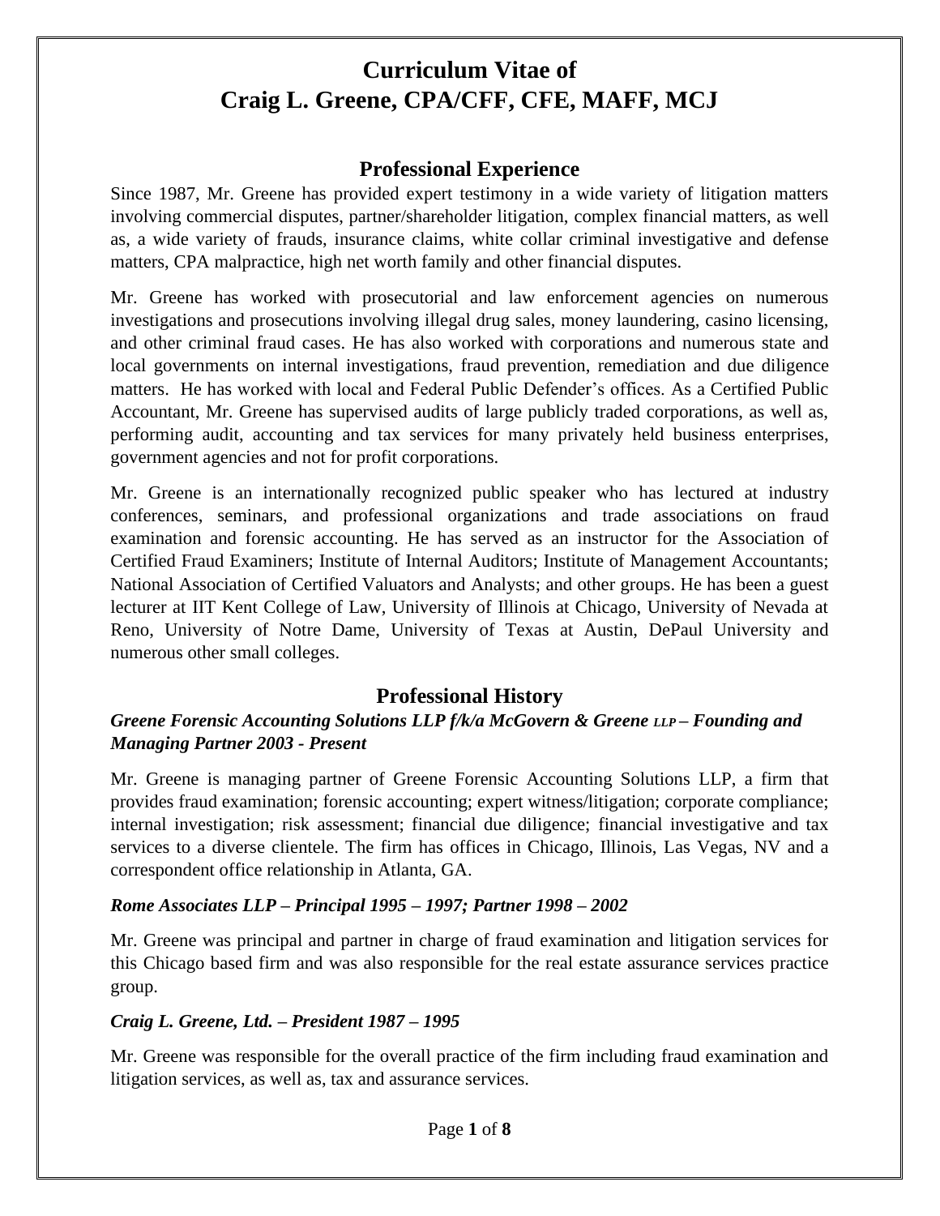# Curriculum Vitae of
# Craig L. Greene, CPA/CFF, CFE, MAFF, MCJ

## Professional Experience

Since 1987, Mr. Greene has provided expert testimony in a wide variety of litigation matters involving commercial disputes, partner/shareholder litigation, complex financial matters, as well as, a wide variety of frauds, insurance claims, white collar criminal investigative and defense matters, CPA malpractice, high net worth family and other financial disputes.

Mr. Greene has worked with prosecutorial and law enforcement agencies on numerous investigations and prosecutions involving illegal drug sales, money laundering, casino licensing, and other criminal fraud cases. He has also worked with corporations and numerous state and local governments on internal investigations, fraud prevention, remediation and due diligence matters. He has worked with local and Federal Public Defender's offices. As a Certified Public Accountant, Mr. Greene has supervised audits of large publicly traded corporations, as well as, performing audit, accounting and tax services for many privately held business enterprises, government agencies and not for profit corporations.

Mr. Greene is an internationally recognized public speaker who has lectured at industry conferences, seminars, and professional organizations and trade associations on fraud examination and forensic accounting. He has served as an instructor for the Association of Certified Fraud Examiners; Institute of Internal Auditors; Institute of Management Accountants; National Association of Certified Valuators and Analysts; and other groups. He has been a guest lecturer at IIT Kent College of Law, University of Illinois at Chicago, University of Nevada at Reno, University of Notre Dame, University of Texas at Austin, DePaul University and numerous other small colleges.

## Professional History

### *Greene Forensic Accounting Solutions LLP f/k/a McGovern & Greene LLP – Founding and Managing Partner 2003 - Present*

Mr. Greene is managing partner of Greene Forensic Accounting Solutions LLP, a firm that provides fraud examination; forensic accounting; expert witness/litigation; corporate compliance; internal investigation; risk assessment; financial due diligence; financial investigative and tax services to a diverse clientele. The firm has offices in Chicago, Illinois, Las Vegas, NV and a correspondent office relationship in Atlanta, GA.

### *Rome Associates LLP – Principal 1995 – 1997; Partner 1998 – 2002*

Mr. Greene was principal and partner in charge of fraud examination and litigation services for this Chicago based firm and was also responsible for the real estate assurance services practice group.

### *Craig L. Greene, Ltd. – President 1987 – 1995*

Mr. Greene was responsible for the overall practice of the firm including fraud examination and litigation services, as well as, tax and assurance services.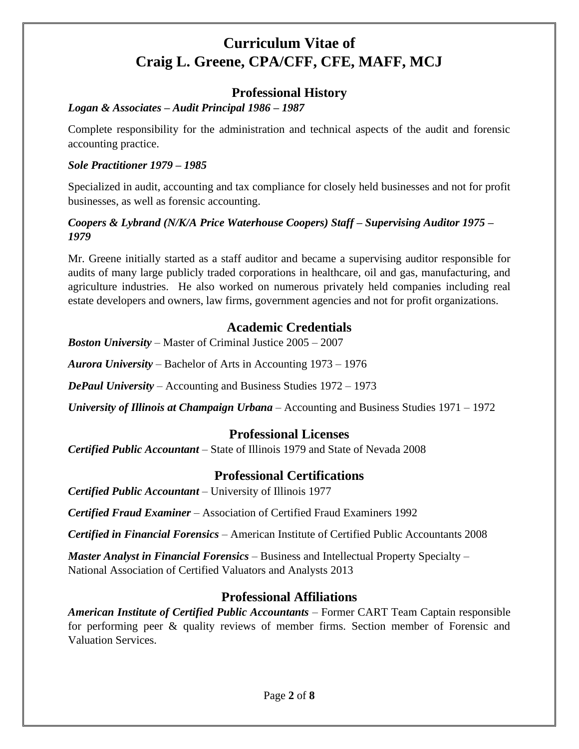# Curriculum Vitae of
# Craig L. Greene, CPA/CFF, CFE, MAFF, MCJ

## Professional History

***Logan & Associates – Audit Principal 1986 – 1987***

Complete responsibility for the administration and technical aspects of the audit and forensic accounting practice.

***Sole Practitioner 1979 – 1985***

Specialized in audit, accounting and tax compliance for closely held businesses and not for profit businesses, as well as forensic accounting.

***Coopers & Lybrand (N/K/A Price Waterhouse Coopers) Staff – Supervising Auditor 1975 – 1979***

Mr. Greene initially started as a staff auditor and became a supervising auditor responsible for audits of many large publicly traded corporations in healthcare, oil and gas, manufacturing, and agriculture industries. He also worked on numerous privately held companies including real estate developers and owners, law firms, government agencies and not for profit organizations.

## Academic Credentials

***Boston University*** – Master of Criminal Justice 2005 – 2007

***Aurora University*** – Bachelor of Arts in Accounting 1973 – 1976

***DePaul University*** – Accounting and Business Studies 1972 – 1973

***University of Illinois at Champaign Urbana*** – Accounting and Business Studies 1971 – 1972

## Professional Licenses

***Certified Public Accountant*** – State of Illinois 1979 and State of Nevada 2008

## Professional Certifications

***Certified Public Accountant*** – University of Illinois 1977

***Certified Fraud Examiner*** – Association of Certified Fraud Examiners 1992

***Certified in Financial Forensics*** – American Institute of Certified Public Accountants 2008

***Master Analyst in Financial Forensics*** – Business and Intellectual Property Specialty – National Association of Certified Valuators and Analysts 2013

## Professional Affiliations

***American Institute of Certified Public Accountants*** – Former CART Team Captain responsible for performing peer & quality reviews of member firms. Section member of Forensic and Valuation Services.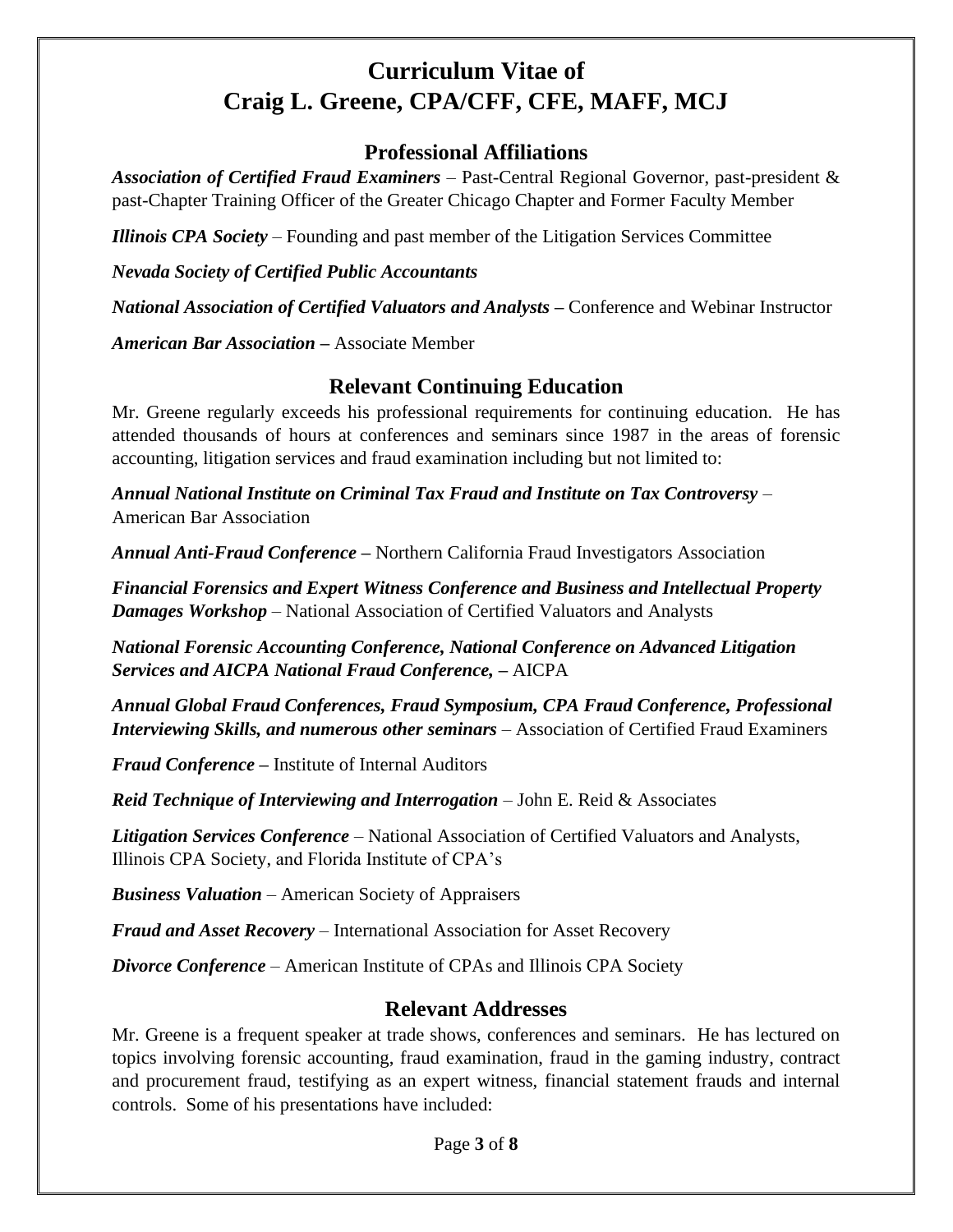# Curriculum Vitae of
# Craig L. Greene, CPA/CFF, CFE, MAFF, MCJ

## Professional Affiliations

***Association of Certified Fraud Examiners*** – Past-Central Regional Governor, past-president & past-Chapter Training Officer of the Greater Chicago Chapter and Former Faculty Member

***Illinois CPA Society*** – Founding and past member of the Litigation Services Committee

***Nevada Society of Certified Public Accountants***

***National Association of Certified Valuators and Analysts*** – Conference and Webinar Instructor

***American Bar Association*** – Associate Member

## Relevant Continuing Education

Mr. Greene regularly exceeds his professional requirements for continuing education. He has attended thousands of hours at conferences and seminars since 1987 in the areas of forensic accounting, litigation services and fraud examination including but not limited to:

***Annual National Institute on Criminal Tax Fraud and Institute on Tax Controversy*** – American Bar Association

***Annual Anti-Fraud Conference*** – Northern California Fraud Investigators Association

***Financial Forensics and Expert Witness Conference and Business and Intellectual Property Damages Workshop*** – National Association of Certified Valuators and Analysts

***National Forensic Accounting Conference, National Conference on Advanced Litigation Services and AICPA National Fraud Conference,*** – AICPA

***Annual Global Fraud Conferences, Fraud Symposium, CPA Fraud Conference, Professional Interviewing Skills, and numerous other seminars*** – Association of Certified Fraud Examiners

***Fraud Conference*** – Institute of Internal Auditors

***Reid Technique of Interviewing and Interrogation*** – John E. Reid & Associates

***Litigation Services Conference*** – National Association of Certified Valuators and Analysts, Illinois CPA Society, and Florida Institute of CPA's

***Business Valuation*** – American Society of Appraisers

***Fraud and Asset Recovery*** – International Association for Asset Recovery

***Divorce Conference*** – American Institute of CPAs and Illinois CPA Society

## Relevant Addresses

Mr. Greene is a frequent speaker at trade shows, conferences and seminars. He has lectured on topics involving forensic accounting, fraud examination, fraud in the gaming industry, contract and procurement fraud, testifying as an expert witness, financial statement frauds and internal controls. Some of his presentations have included: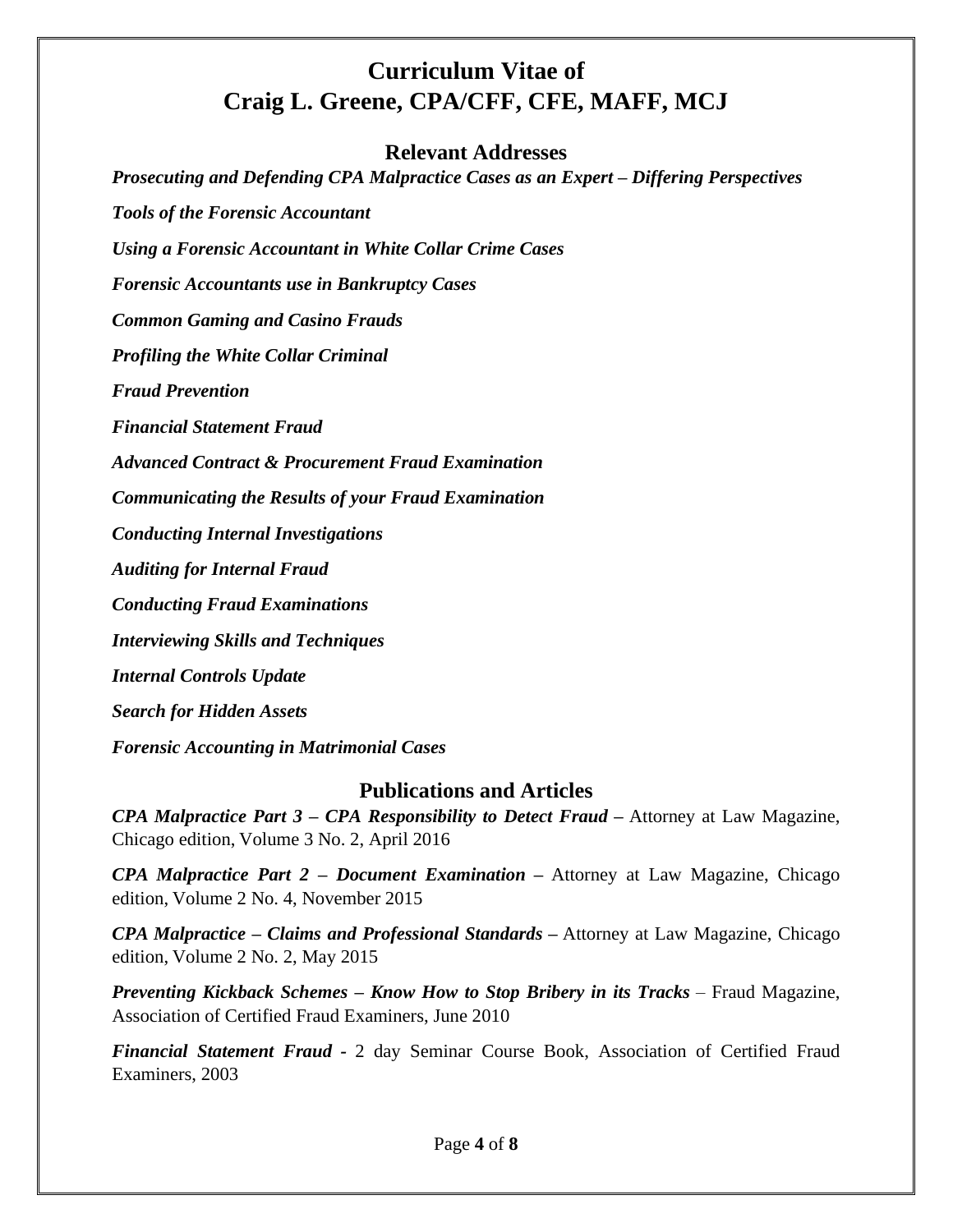# Curriculum Vitae of
# Craig L. Greene, CPA/CFF, CFE, MAFF, MCJ

## Relevant Addresses

***Prosecuting and Defending CPA Malpractice Cases as an Expert – Differing Perspectives***

***Tools of the Forensic Accountant***

***Using a Forensic Accountant in White Collar Crime Cases***

***Forensic Accountants use in Bankruptcy Cases***

***Common Gaming and Casino Frauds***

***Profiling the White Collar Criminal***

***Fraud Prevention***

***Financial Statement Fraud***

***Advanced Contract & Procurement Fraud Examination***

***Communicating the Results of your Fraud Examination***

***Conducting Internal Investigations***

***Auditing for Internal Fraud***

***Conducting Fraud Examinations***

***Interviewing Skills and Techniques***

***Internal Controls Update***

***Search for Hidden Assets***

***Forensic Accounting in Matrimonial Cases***

## Publications and Articles

***CPA Malpractice Part 3 – CPA Responsibility to Detect Fraud*** **–** Attorney at Law Magazine, Chicago edition, Volume 3 No. 2, April 2016

***CPA Malpractice Part 2 – Document Examination*** **–** Attorney at Law Magazine, Chicago edition, Volume 2 No. 4, November 2015

***CPA Malpractice – Claims and Professional Standards*** **–** Attorney at Law Magazine, Chicago edition, Volume 2 No. 2, May 2015

***Preventing Kickback Schemes – Know How to Stop Bribery in its Tracks*** – Fraud Magazine, Association of Certified Fraud Examiners, June 2010

***Financial Statement Fraud*** **-** 2 day Seminar Course Book, Association of Certified Fraud Examiners, 2003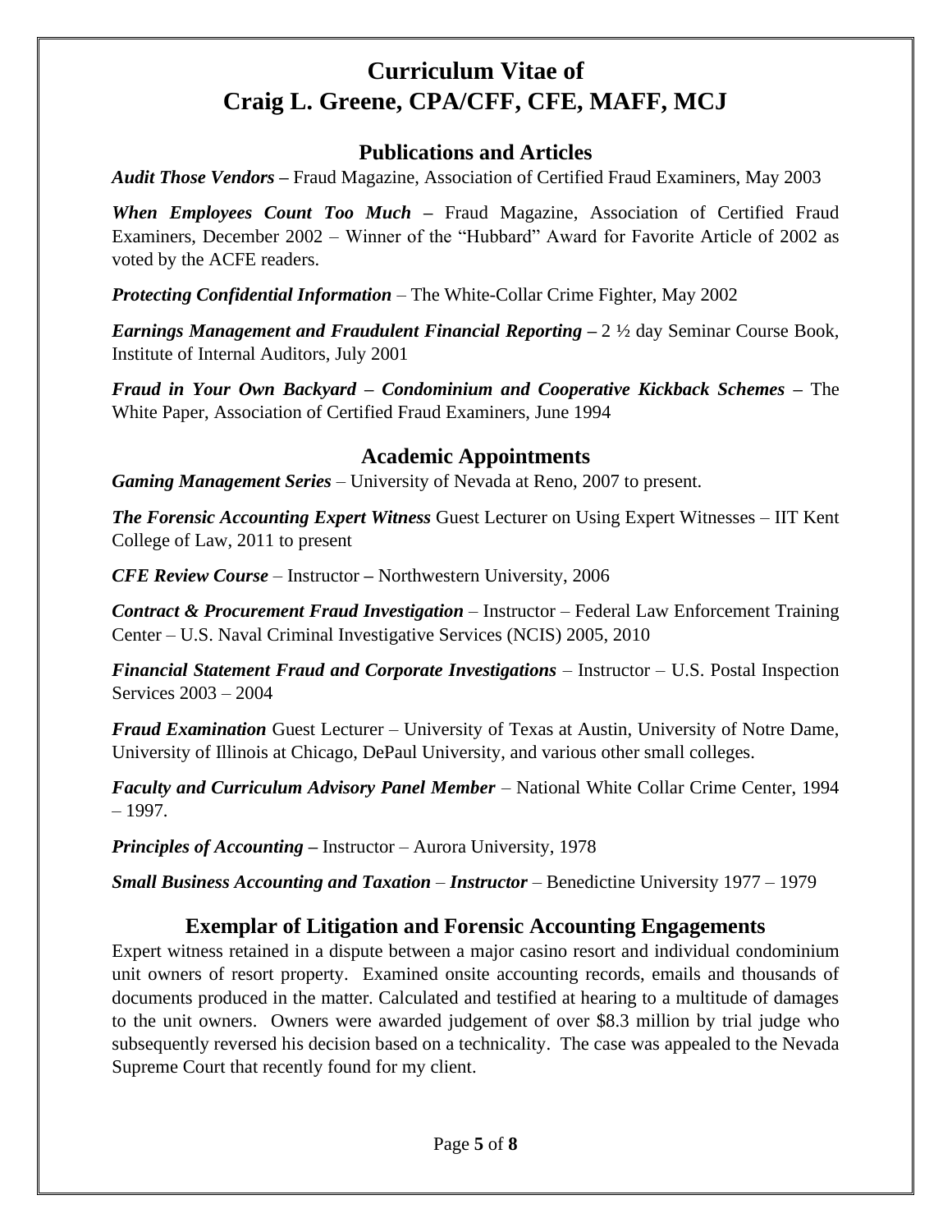# Curriculum Vitae of Craig L. Greene, CPA/CFF, CFE, MAFF, MCJ

## Publications and Articles

***Audit Those Vendors*** **–** Fraud Magazine, Association of Certified Fraud Examiners, May 2003

***When Employees Count Too Much*** **–** Fraud Magazine, Association of Certified Fraud Examiners, December 2002 – Winner of the "Hubbard" Award for Favorite Article of 2002 as voted by the ACFE readers.

***Protecting Confidential Information*** – The White-Collar Crime Fighter, May 2002

***Earnings Management and Fraudulent Financial Reporting*** **–** 2 ½ day Seminar Course Book, Institute of Internal Auditors, July 2001

***Fraud in Your Own Backyard – Condominium and Cooperative Kickback Schemes*** **–** The White Paper, Association of Certified Fraud Examiners, June 1994

## Academic Appointments

***Gaming Management Series*** – University of Nevada at Reno, 2007 to present.

***The Forensic Accounting Expert Witness*** Guest Lecturer on Using Expert Witnesses – IIT Kent College of Law, 2011 to present

***CFE Review Course*** – Instructor **–** Northwestern University, 2006

***Contract & Procurement Fraud Investigation*** – Instructor – Federal Law Enforcement Training Center – U.S. Naval Criminal Investigative Services (NCIS) 2005, 2010

***Financial Statement Fraud and Corporate Investigations*** – Instructor – U.S. Postal Inspection Services 2003 – 2004

***Fraud Examination*** Guest Lecturer – University of Texas at Austin, University of Notre Dame, University of Illinois at Chicago, DePaul University, and various other small colleges.

***Faculty and Curriculum Advisory Panel Member*** – National White Collar Crime Center, 1994 – 1997.

***Principles of Accounting*** **–** Instructor – Aurora University, 1978

***Small Business Accounting and Taxation*** – ***Instructor*** – Benedictine University 1977 – 1979

## Exemplar of Litigation and Forensic Accounting Engagements

Expert witness retained in a dispute between a major casino resort and individual condominium unit owners of resort property. Examined onsite accounting records, emails and thousands of documents produced in the matter. Calculated and testified at hearing to a multitude of damages to the unit owners. Owners were awarded judgement of over $8.3 million by trial judge who subsequently reversed his decision based on a technicality. The case was appealed to the Nevada Supreme Court that recently found for my client.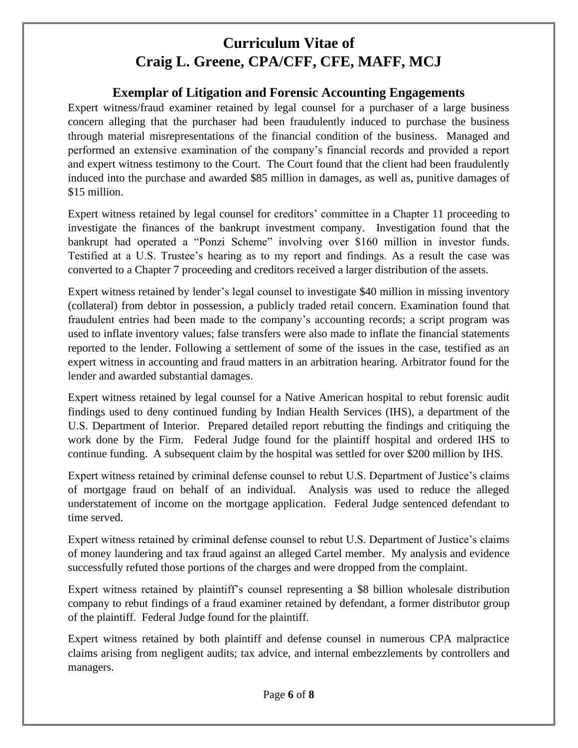# Curriculum Vitae of
# Craig L. Greene, CPA/CFF, CFE, MAFF, MCJ

## Exemplar of Litigation and Forensic Accounting Engagements

Expert witness/fraud examiner retained by legal counsel for a purchaser of a large business concern alleging that the purchaser had been fraudulently induced to purchase the business through material misrepresentations of the financial condition of the business. Managed and performed an extensive examination of the company's financial records and provided a report and expert witness testimony to the Court. The Court found that the client had been fraudulently induced into the purchase and awarded $85 million in damages, as well as, punitive damages of $15 million.

Expert witness retained by legal counsel for creditors' committee in a Chapter 11 proceeding to investigate the finances of the bankrupt investment company. Investigation found that the bankrupt had operated a "Ponzi Scheme" involving over $160 million in investor funds. Testified at a U.S. Trustee's hearing as to my report and findings. As a result the case was converted to a Chapter 7 proceeding and creditors received a larger distribution of the assets.

Expert witness retained by lender's legal counsel to investigate $40 million in missing inventory (collateral) from debtor in possession, a publicly traded retail concern. Examination found that fraudulent entries had been made to the company's accounting records; a script program was used to inflate inventory values; false transfers were also made to inflate the financial statements reported to the lender. Following a settlement of some of the issues in the case, testified as an expert witness in accounting and fraud matters in an arbitration hearing. Arbitrator found for the lender and awarded substantial damages.

Expert witness retained by legal counsel for a Native American hospital to rebut forensic audit findings used to deny continued funding by Indian Health Services (IHS), a department of the U.S. Department of Interior. Prepared detailed report rebutting the findings and critiquing the work done by the Firm. Federal Judge found for the plaintiff hospital and ordered IHS to continue funding. A subsequent claim by the hospital was settled for over $200 million by IHS.

Expert witness retained by criminal defense counsel to rebut U.S. Department of Justice's claims of mortgage fraud on behalf of an individual. Analysis was used to reduce the alleged understatement of income on the mortgage application. Federal Judge sentenced defendant to time served.

Expert witness retained by criminal defense counsel to rebut U.S. Department of Justice's claims of money laundering and tax fraud against an alleged Cartel member. My analysis and evidence successfully refuted those portions of the charges and were dropped from the complaint.

Expert witness retained by plaintiff's counsel representing a $8 billion wholesale distribution company to rebut findings of a fraud examiner retained by defendant, a former distributor group of the plaintiff. Federal Judge found for the plaintiff.

Expert witness retained by both plaintiff and defense counsel in numerous CPA malpractice claims arising from negligent audits; tax advice, and internal embezzlements by controllers and managers.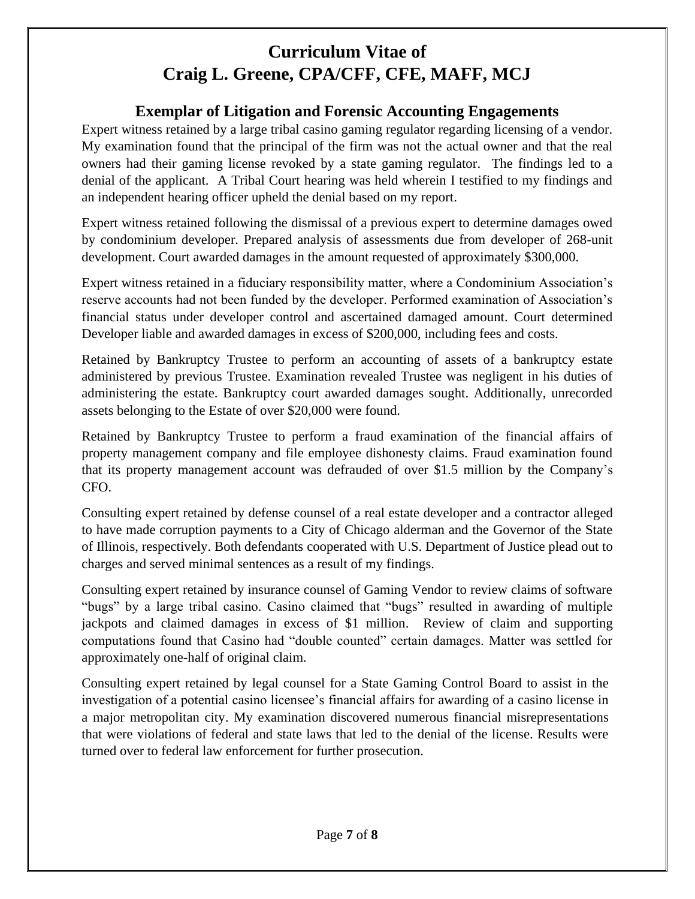# Curriculum Vitae of
# Craig L. Greene, CPA/CFF, CFE, MAFF, MCJ

## Exemplar of Litigation and Forensic Accounting Engagements

Expert witness retained by a large tribal casino gaming regulator regarding licensing of a vendor. My examination found that the principal of the firm was not the actual owner and that the real owners had their gaming license revoked by a state gaming regulator. The findings led to a denial of the applicant. A Tribal Court hearing was held wherein I testified to my findings and an independent hearing officer upheld the denial based on my report.

Expert witness retained following the dismissal of a previous expert to determine damages owed by condominium developer. Prepared analysis of assessments due from developer of 268-unit development. Court awarded damages in the amount requested of approximately $300,000.

Expert witness retained in a fiduciary responsibility matter, where a Condominium Association's reserve accounts had not been funded by the developer. Performed examination of Association's financial status under developer control and ascertained damaged amount. Court determined Developer liable and awarded damages in excess of $200,000, including fees and costs.

Retained by Bankruptcy Trustee to perform an accounting of assets of a bankruptcy estate administered by previous Trustee. Examination revealed Trustee was negligent in his duties of administering the estate. Bankruptcy court awarded damages sought. Additionally, unrecorded assets belonging to the Estate of over $20,000 were found.

Retained by Bankruptcy Trustee to perform a fraud examination of the financial affairs of property management company and file employee dishonesty claims. Fraud examination found that its property management account was defrauded of over $1.5 million by the Company's CFO.

Consulting expert retained by defense counsel of a real estate developer and a contractor alleged to have made corruption payments to a City of Chicago alderman and the Governor of the State of Illinois, respectively. Both defendants cooperated with U.S. Department of Justice plead out to charges and served minimal sentences as a result of my findings.

Consulting expert retained by insurance counsel of Gaming Vendor to review claims of software "bugs" by a large tribal casino. Casino claimed that "bugs" resulted in awarding of multiple jackpots and claimed damages in excess of $1 million. Review of claim and supporting computations found that Casino had "double counted" certain damages. Matter was settled for approximately one-half of original claim.

Consulting expert retained by legal counsel for a State Gaming Control Board to assist in the investigation of a potential casino licensee's financial affairs for awarding of a casino license in a major metropolitan city. My examination discovered numerous financial misrepresentations that were violations of federal and state laws that led to the denial of the license. Results were turned over to federal law enforcement for further prosecution.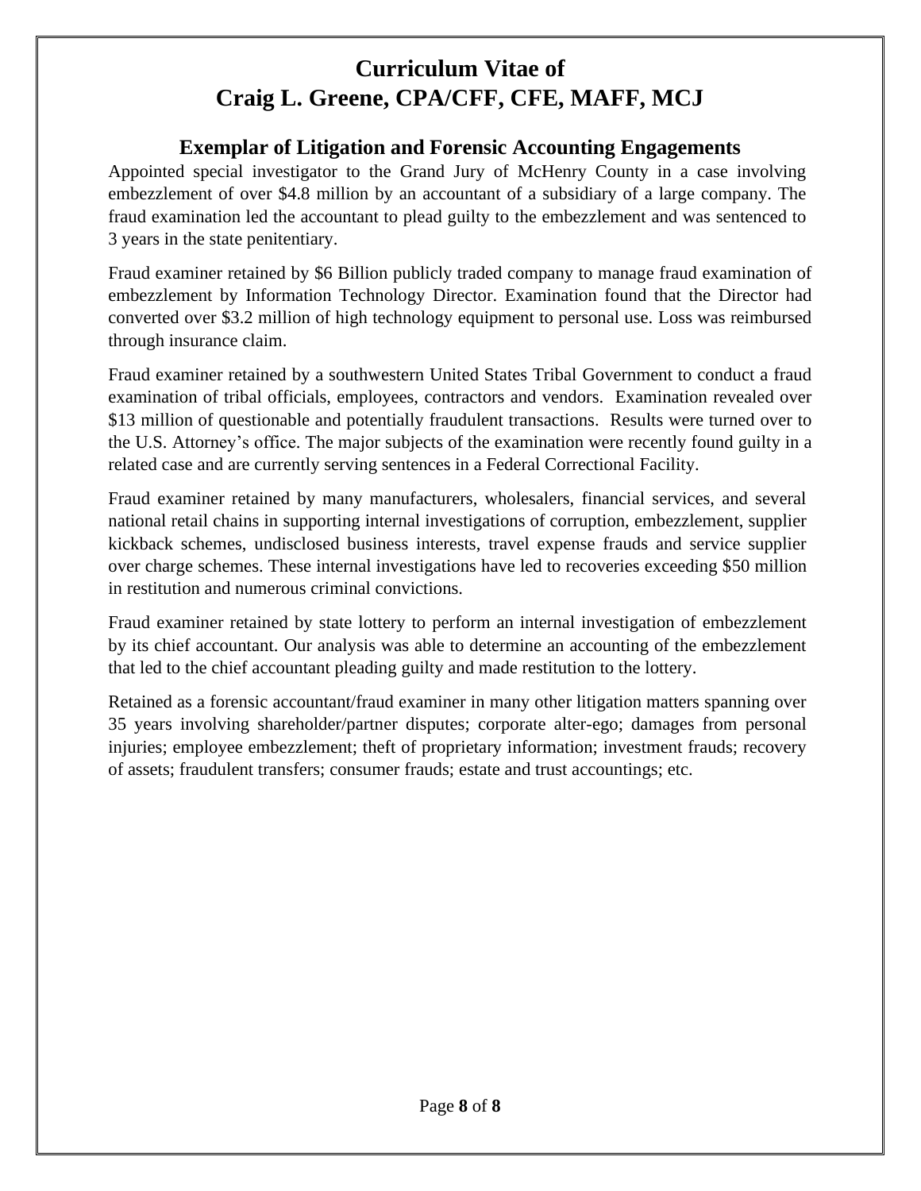# Curriculum Vitae of
# Craig L. Greene, CPA/CFF, CFE, MAFF, MCJ

## Exemplar of Litigation and Forensic Accounting Engagements

Appointed special investigator to the Grand Jury of McHenry County in a case involving embezzlement of over $4.8 million by an accountant of a subsidiary of a large company. The fraud examination led the accountant to plead guilty to the embezzlement and was sentenced to 3 years in the state penitentiary.

Fraud examiner retained by $6 Billion publicly traded company to manage fraud examination of embezzlement by Information Technology Director. Examination found that the Director had converted over $3.2 million of high technology equipment to personal use. Loss was reimbursed through insurance claim.

Fraud examiner retained by a southwestern United States Tribal Government to conduct a fraud examination of tribal officials, employees, contractors and vendors. Examination revealed over $13 million of questionable and potentially fraudulent transactions. Results were turned over to the U.S. Attorney's office. The major subjects of the examination were recently found guilty in a related case and are currently serving sentences in a Federal Correctional Facility.

Fraud examiner retained by many manufacturers, wholesalers, financial services, and several national retail chains in supporting internal investigations of corruption, embezzlement, supplier kickback schemes, undisclosed business interests, travel expense frauds and service supplier over charge schemes. These internal investigations have led to recoveries exceeding $50 million in restitution and numerous criminal convictions.

Fraud examiner retained by state lottery to perform an internal investigation of embezzlement by its chief accountant. Our analysis was able to determine an accounting of the embezzlement that led to the chief accountant pleading guilty and made restitution to the lottery.

Retained as a forensic accountant/fraud examiner in many other litigation matters spanning over 35 years involving shareholder/partner disputes; corporate alter-ego; damages from personal injuries; employee embezzlement; theft of proprietary information; investment frauds; recovery of assets; fraudulent transfers; consumer frauds; estate and trust accountings; etc.